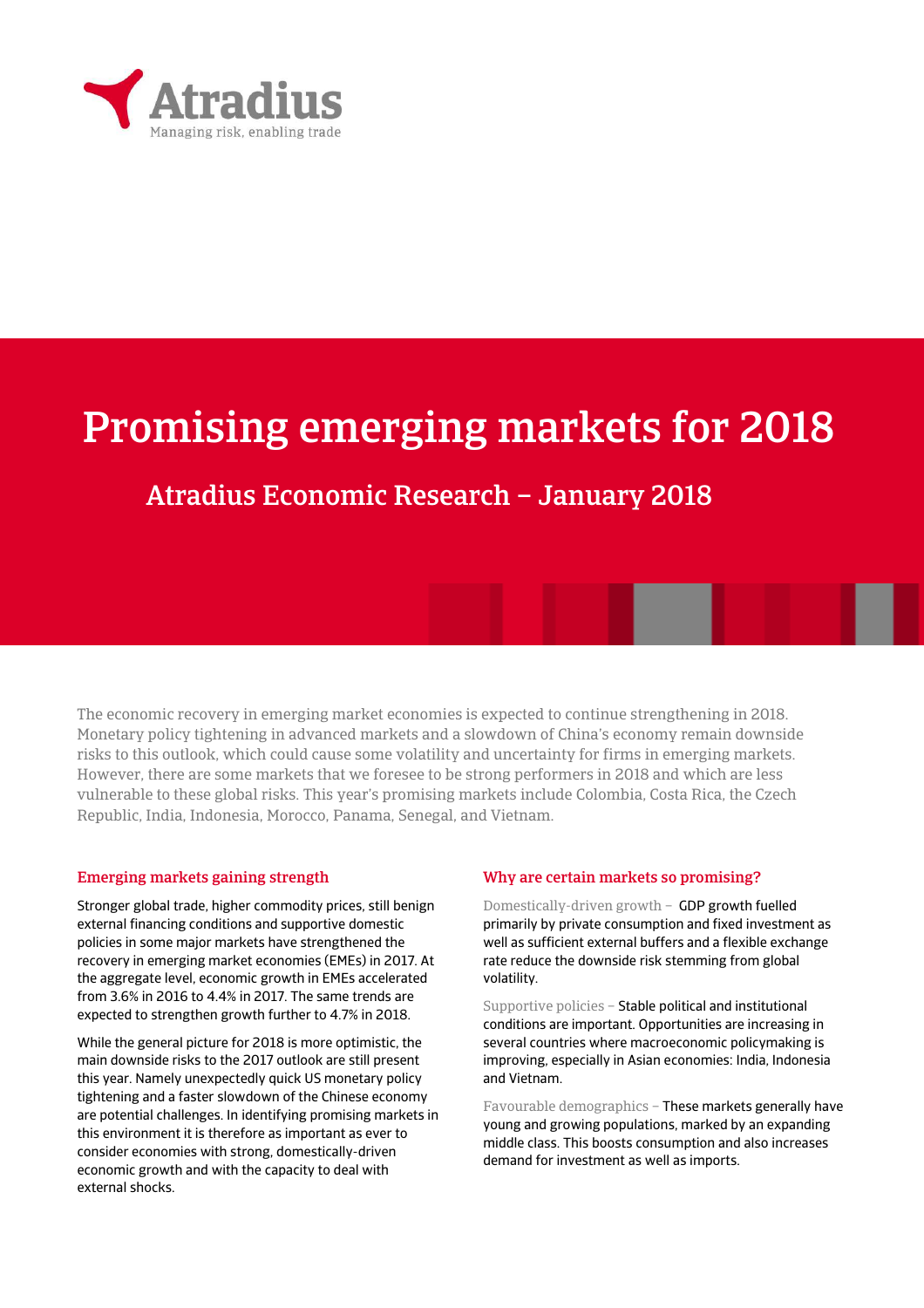Atradius

Managing risk, enabling trade

# Promising emerging markets for 2018

## Atradius Economic Research – January 2018

The economic recovery in emerging market economies is expected to continue strengthening in 2018. Monetary policy tightening in advanced markets and a slowdown of China's economy remain downside risks to this outlook, which could cause some volatility and uncertainty for firms in emerging markets. However, there are some markets that we foresee to be strong performers in 2018 and which are less vulnerable to these global risks. This year's promising markets include Colombia, Costa Rica, the Czech Republic, India, Indonesia, Morocco, Panama, Senegal, and Vietnam.

### Emerging markets gaining strength

Stronger global trade, higher commodity prices, still benign external financing conditions and supportive domestic policies in some major markets have strengthened the recovery in emerging market economies (EMEs) in 2017. At the aggregate level, economic growth in EMEs accelerated from 3.6% in 2016 to 4.4% in 2017. The same trends are expected to strengthen growth further to 4.7% in 2018.

While the general picture for 2018 is more optimistic, the main downside risks to the 2017 outlook are still present this year. Namely unexpectedly quick US monetary policy tightening and a faster slowdown of the Chinese economy are potential challenges. In identifying promising markets in this environment it is therefore as important as ever to consider economies with strong, domestically-driven economic growth and with the capacity to deal with external shocks.

### Why are certain markets so promising?

Domestically-driven growth – GDP growth fuelled primarily by private consumption and fixed investment as well as sufficient external buffers and a flexible exchange rate reduce the downside risk stemming from global volatility.

Supportive policies – Stable political and institutional conditions are important. Opportunities are increasing in several countries where macroeconomic policymaking is improving, especially in Asian economies: India, Indonesia and Vietnam.

Favourable demographics – These markets generally have young and growing populations, marked by an expanding middle class. This boosts consumption and also increases demand for investment as well as imports.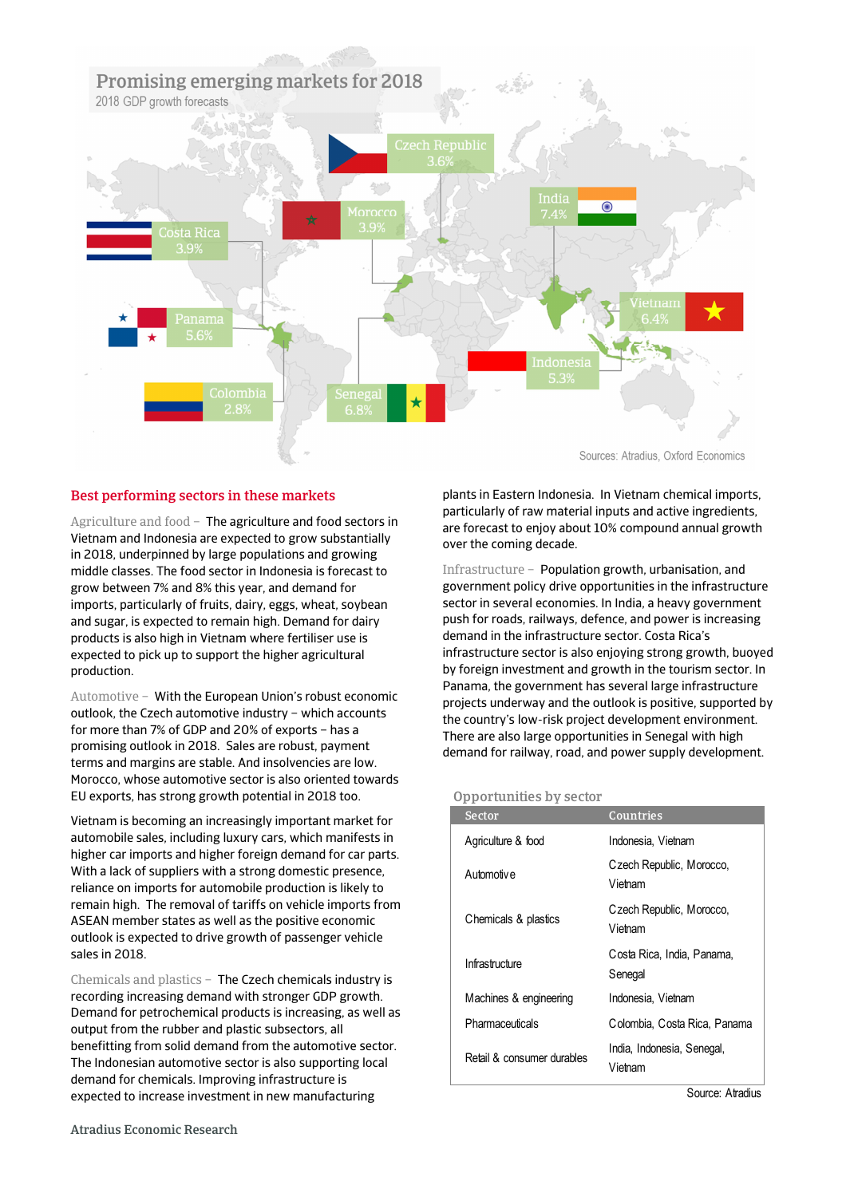## Promising emerging markets for 2018

2018 GDP growth forecasts

Czech Republic 3.6%

India 7.4%

Morocco 3.9%

Costa Rica 3.9%

Vietnam 6.4%

Panama 5.6%

Indonesia 5.3%

Colombia 2.8%

Senegal 6.8%

Sources: Atradius, Oxford Economics

### Best performing sectors in these markets

Agriculture and food – The agriculture and food sectors in Vietnam and Indonesia are expected to grow substantially in 2018, underpinned by large populations and growing middle classes. The food sector in Indonesia is forecast to grow between 7% and 8% this year, and demand for imports, particularly of fruits, dairy, eggs, wheat, soybean and sugar, is expected to remain high. Demand for dairy products is also high in Vietnam where fertiliser use is expected to pick up to support the higher agricultural production.

Automotive – With the European Union's robust economic outlook, the Czech automotive industry – which accounts for more than 7% of GDP and 20% of exports – has a promising outlook in 2018. Sales are robust, payment terms and margins are stable. And insolvencies are low. Morocco, whose automotive sector is also oriented towards EU exports, has strong growth potential in 2018 too.

Vietnam is becoming an increasingly important market for automobile sales, including luxury cars, which manifests in higher car imports and higher foreign demand for car parts. With a lack of suppliers with a strong domestic presence, reliance on imports for automobile production is likely to remain high. The removal of tariffs on vehicle imports from ASEAN member states as well as the positive economic outlook is expected to drive growth of passenger vehicle sales in 2018.

Chemicals and plastics – The Czech chemicals industry is recording increasing demand with stronger GDP growth. Demand for petrochemical products is increasing, as well as output from the rubber and plastic subsectors, all benefitting from solid demand from the automotive sector. The Indonesian automotive sector is also supporting local demand for chemicals. Improving infrastructure is expected to increase investment in new manufacturing plants in Eastern Indonesia. In Vietnam chemical imports, particularly of raw material inputs and active ingredients, are forecast to enjoy about 10% compound annual growth over the coming decade.

Infrastructure – Population growth, urbanisation, and government policy drive opportunities in the infrastructure sector in several economies. In India, a heavy government push for roads, railways, defence, and power is increasing demand in the infrastructure sector. Costa Rica's infrastructure sector is also enjoying strong growth, buoyed by foreign investment and growth in the tourism sector. In Panama, the government has several large infrastructure projects underway and the outlook is positive, supported by the country's low-risk project development environment. There are also large opportunities in Senegal with high demand for railway, road, and power supply development.

#### Opportunities by sector

| Sector | Countries |
|---|---|
| Agriculture & food | Indonesia, Vietnam |
| Automotive | Czech Republic, Morocco, Vietnam |
| Chemicals & plastics | Czech Republic, Morocco, Vietnam |
| Infrastructure | Costa Rica, India, Panama, Senegal |
| Machines & engineering | Indonesia, Vietnam |
| Pharmaceuticals | Colombia, Costa Rica, Panama |
| Retail & consumer durables | India, Indonesia, Senegal, Vietnam |

Source: Atradius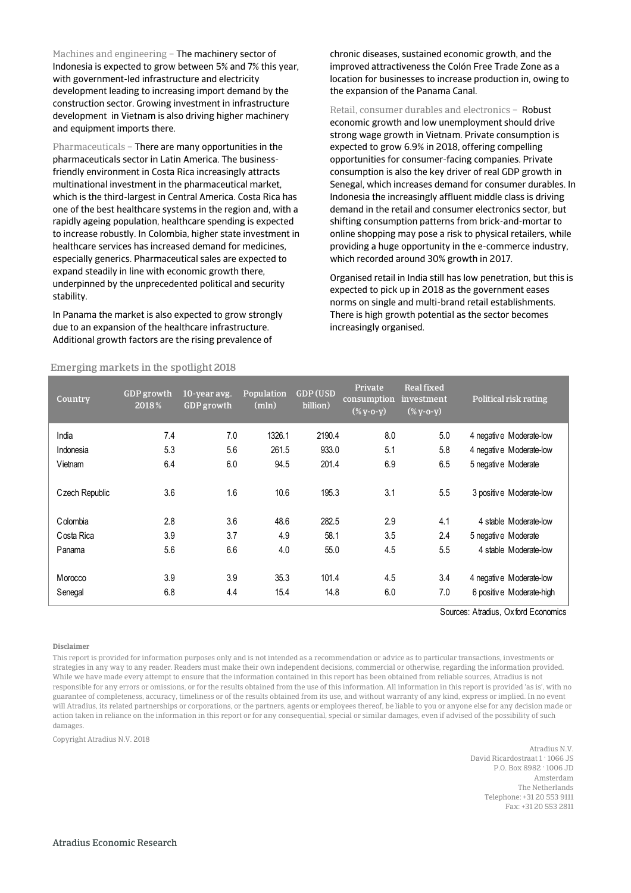Machines and engineering – The machinery sector of Indonesia is expected to grow between 5% and 7% this year, with government-led infrastructure and electricity development leading to increasing import demand by the construction sector. Growing investment in infrastructure development in Vietnam is also driving higher machinery and equipment imports there.

Pharmaceuticals – There are many opportunities in the pharmaceuticals sector in Latin America. The business-friendly environment in Costa Rica increasingly attracts multinational investment in the pharmaceutical market, which is the third-largest in Central America. Costa Rica has one of the best healthcare systems in the region and, with a rapidly ageing population, healthcare spending is expected to increase robustly. In Colombia, higher state investment in healthcare services has increased demand for medicines, especially generics. Pharmaceutical sales are expected to expand steadily in line with economic growth there, underpinned by the unprecedented political and security stability.

In Panama the market is also expected to grow strongly due to an expansion of the healthcare infrastructure. Additional growth factors are the rising prevalence of chronic diseases, sustained economic growth, and the improved attractiveness the Colón Free Trade Zone as a location for businesses to increase production in, owing to the expansion of the Panama Canal.

Retail, consumer durables and electronics – Robust economic growth and low unemployment should drive strong wage growth in Vietnam. Private consumption is expected to grow 6.9% in 2018, offering compelling opportunities for consumer-facing companies. Private consumption is also the key driver of real GDP growth in Senegal, which increases demand for consumer durables. In Indonesia the increasingly affluent middle class is driving demand in the retail and consumer electronics sector, but shifting consumption patterns from brick-and-mortar to online shopping may pose a risk to physical retailers, while providing a huge opportunity in the e-commerce industry, which recorded around 30% growth in 2017.

Organised retail in India still has low penetration, but this is expected to pick up in 2018 as the government eases norms on single and multi-brand retail establishments. There is high growth potential as the sector becomes increasingly organised.

## Emerging markets in the spotlight 2018

| Country | GDP growth 2018 % | 10-year avg. GDP growth | Population (mln) | GDP (USD billion) | Private consumption (% y-o-y) | Real fixed investment (% y-o-y) | Political risk rating |
|---|---|---|---|---|---|---|---|
| India | 7.4 | 7.0 | 1326.1 | 2190.4 | 8.0 | 5.0 | 4 negative Moderate-low |
| Indonesia | 5.3 | 5.6 | 261.5 | 933.0 | 5.1 | 5.8 | 4 negative Moderate-low |
| Vietnam | 6.4 | 6.0 | 94.5 | 201.4 | 6.9 | 6.5 | 5 negative Moderate |
| Czech Republic | 3.6 | 1.6 | 10.6 | 195.3 | 3.1 | 5.5 | 3 positive Moderate-low |
| Colombia | 2.8 | 3.6 | 48.6 | 282.5 | 2.9 | 4.1 | 4 stable Moderate-low |
| Costa Rica | 3.9 | 3.7 | 4.9 | 58.1 | 3.5 | 2.4 | 5 negative Moderate |
| Panama | 5.6 | 6.6 | 4.0 | 55.0 | 4.5 | 5.5 | 4 stable Moderate-low |
| Morocco | 3.9 | 3.9 | 35.3 | 101.4 | 4.5 | 3.4 | 4 negative Moderate-low |
| Senegal | 6.8 | 4.4 | 15.4 | 14.8 | 6.0 | 7.0 | 6 positive Moderate-high |

Sources: Atradius, Oxford Economics

**Disclaimer**

This report is provided for information purposes only and is not intended as a recommendation or advice as to particular transactions, investments or strategies in any way to any reader. Readers must make their own independent decisions, commercial or otherwise, regarding the information provided. While we have made every attempt to ensure that the information contained in this report has been obtained from reliable sources, Atradius is not responsible for any errors or omissions, or for the results obtained from the use of this information. All information in this report is provided 'as is', with no guarantee of completeness, accuracy, timeliness or of the results obtained from its use, and without warranty of any kind, express or implied. In no event will Atradius, its related partnerships or corporations, or the partners, agents or employees thereof, be liable to you or anyone else for any decision made or action taken in reliance on the information in this report or for any consequential, special or similar damages, even if advised of the possibility of such damages.

Copyright Atradius N.V. 2018

Atradius N.V.
David Ricardostraat 1 · 1066 JS
P.O. Box 8982 · 1006 JD
Amsterdam
The Netherlands
Telephone: +31 20 553 9111
Fax: +31 20 553 2811

Atradius Economic Research